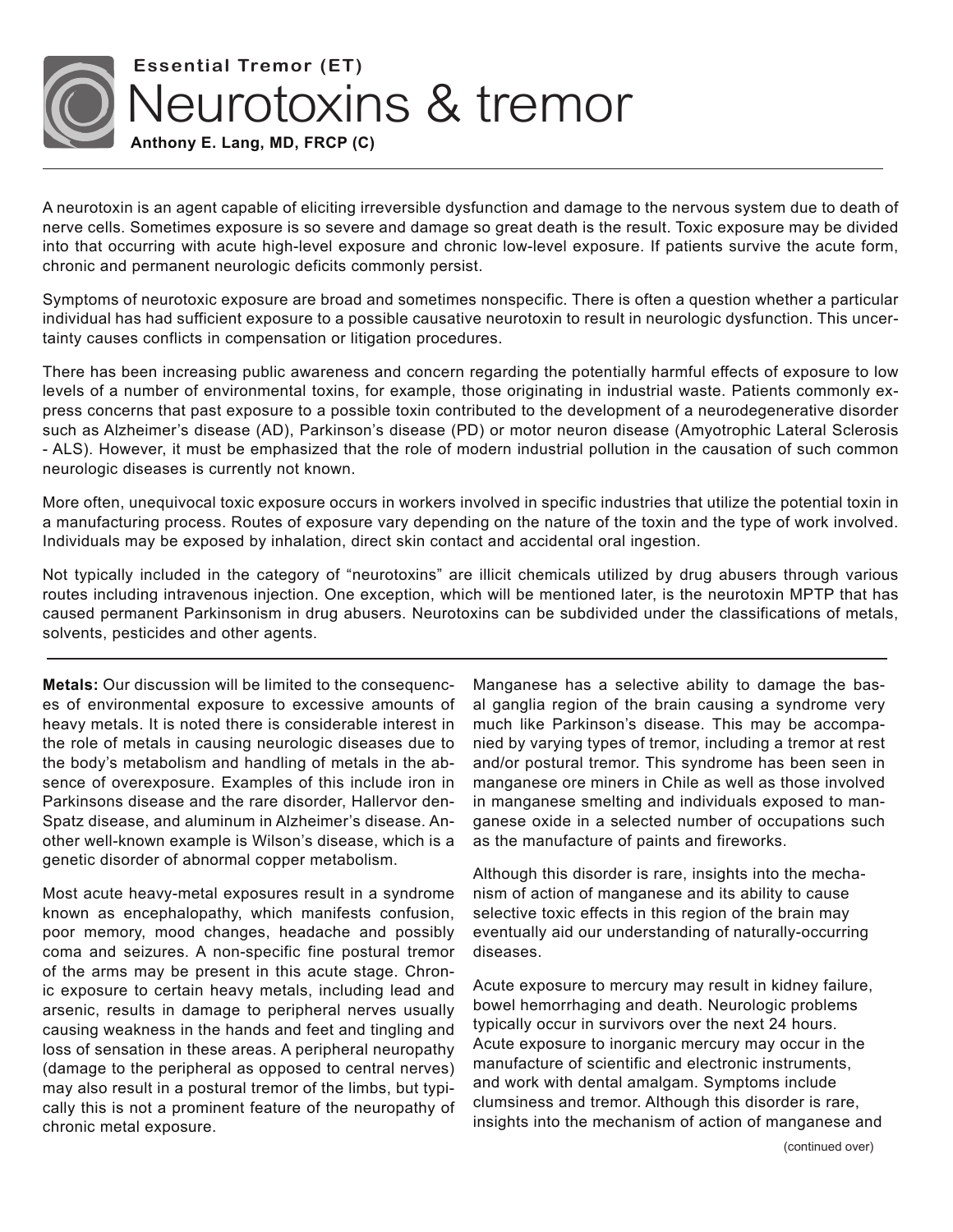**Essential Tremor (ET)**

# Neurotoxins & tremor

**Anthony E. Lang, MD, FRCP (C)**

A neurotoxin is an agent capable of eliciting irreversible dysfunction and damage to the nervous system due to death of nerve cells. Sometimes exposure is so severe and damage so great death is the result. Toxic exposure may be divided into that occurring with acute high-level exposure and chronic low-level exposure. If patients survive the acute form, chronic and permanent neurologic deficits commonly persist.

Symptoms of neurotoxic exposure are broad and sometimes nonspecific. There is often a question whether a particular individual has had sufficient exposure to a possible causative neurotoxin to result in neurologic dysfunction. This uncertainty causes conflicts in compensation or litigation procedures.

There has been increasing public awareness and concern regarding the potentially harmful effects of exposure to low levels of a number of environmental toxins, for example, those originating in industrial waste. Patients commonly express concerns that past exposure to a possible toxin contributed to the development of a neurodegenerative disorder such as Alzheimer's disease (AD), Parkinson's disease (PD) or motor neuron disease (Amyotrophic Lateral Sclerosis - ALS). However, it must be emphasized that the role of modern industrial pollution in the causation of such common neurologic diseases is currently not known.

More often, unequivocal toxic exposure occurs in workers involved in specific industries that utilize the potential toxin in a manufacturing process. Routes of exposure vary depending on the nature of the toxin and the type of work involved. Individuals may be exposed by inhalation, direct skin contact and accidental oral ingestion.

Not typically included in the category of "neurotoxins" are illicit chemicals utilized by drug abusers through various routes including intravenous injection. One exception, which will be mentioned later, is the neurotoxin MPTP that has caused permanent Parkinsonism in drug abusers. Neurotoxins can be subdivided under the classifications of metals, solvents, pesticides and other agents.

**Metals:** Our discussion will be limited to the consequences of environmental exposure to excessive amounts of heavy metals. It is noted there is considerable interest in the role of metals in causing neurologic diseases due to the body's metabolism and handling of metals in the absence of overexposure. Examples of this include iron in Parkinsons disease and the rare disorder, Hallervor den-Spatz disease, and aluminum in Alzheimer's disease. Another well-known example is Wilson's disease, which is a genetic disorder of abnormal copper metabolism.

Most acute heavy-metal exposures result in a syndrome known as encephalopathy, which manifests confusion, poor memory, mood changes, headache and possibly coma and seizures. A non-specific fine postural tremor of the arms may be present in this acute stage. Chronic exposure to certain heavy metals, including lead and arsenic, results in damage to peripheral nerves usually causing weakness in the hands and feet and tingling and loss of sensation in these areas. A peripheral neuropathy (damage to the peripheral as opposed to central nerves) may also result in a postural tremor of the limbs, but typically this is not a prominent feature of the neuropathy of chronic metal exposure.

Manganese has a selective ability to damage the basal ganglia region of the brain causing a syndrome very much like Parkinson's disease. This may be accompanied by varying types of tremor, including a tremor at rest and/or postural tremor. This syndrome has been seen in manganese ore miners in Chile as well as those involved in manganese smelting and individuals exposed to manganese oxide in a selected number of occupations such as the manufacture of paints and fireworks.

Although this disorder is rare, insights into the mechanism of action of manganese and its ability to cause selective toxic effects in this region of the brain may eventually aid our understanding of naturally-occurring diseases.

Acute exposure to mercury may result in kidney failure, bowel hemorrhaging and death. Neurologic problems typically occur in survivors over the next 24 hours. Acute exposure to inorganic mercury may occur in the manufacture of scientific and electronic instruments, and work with dental amalgam. Symptoms include clumsiness and tremor. Although this disorder is rare, insights into the mechanism of action of manganese and

(continued over)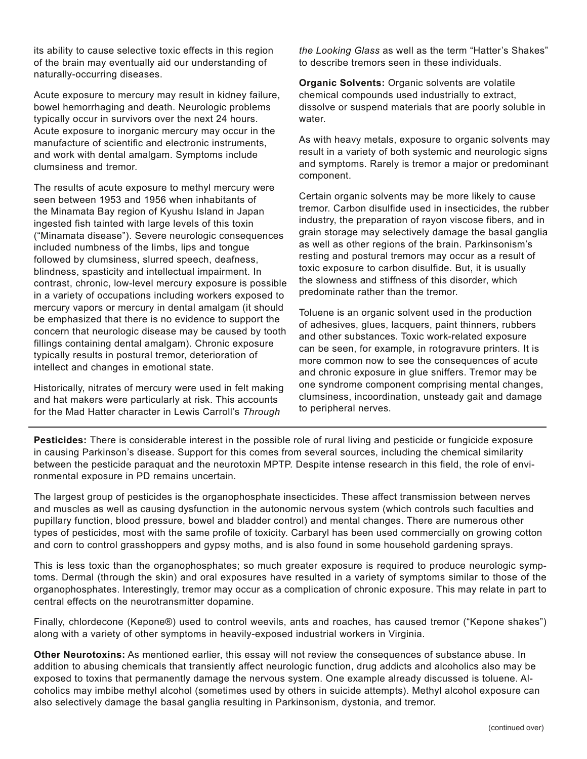its ability to cause selective toxic effects in this region of the brain may eventually aid our understanding of naturally-occurring diseases.

Acute exposure to mercury may result in kidney failure, bowel hemorrhaging and death. Neurologic problems typically occur in survivors over the next 24 hours. Acute exposure to inorganic mercury may occur in the manufacture of scientific and electronic instruments, and work with dental amalgam. Symptoms include clumsiness and tremor.

The results of acute exposure to methyl mercury were seen between 1953 and 1956 when inhabitants of the Minamata Bay region of Kyushu Island in Japan ingested fish tainted with large levels of this toxin ("Minamata disease"). Severe neurologic consequences included numbness of the limbs, lips and tongue followed by clumsiness, slurred speech, deafness, blindness, spasticity and intellectual impairment. In contrast, chronic, low-level mercury exposure is possible in a variety of occupations including workers exposed to mercury vapors or mercury in dental amalgam (it should be emphasized that there is no evidence to support the concern that neurologic disease may be caused by tooth fillings containing dental amalgam). Chronic exposure typically results in postural tremor, deterioration of intellect and changes in emotional state.

Historically, nitrates of mercury were used in felt making and hat makers were particularly at risk. This accounts for the Mad Hatter character in Lewis Carroll's *Through the Looking Glass* as well as the term "Hatter's Shakes" to describe tremors seen in these individuals.

**Organic Solvents:** Organic solvents are volatile chemical compounds used industrially to extract, dissolve or suspend materials that are poorly soluble in water.

As with heavy metals, exposure to organic solvents may result in a variety of both systemic and neurologic signs and symptoms. Rarely is tremor a major or predominant component.

Certain organic solvents may be more likely to cause tremor. Carbon disulfide used in insecticides, the rubber industry, the preparation of rayon viscose fibers, and in grain storage may selectively damage the basal ganglia as well as other regions of the brain. Parkinsonism's resting and postural tremors may occur as a result of toxic exposure to carbon disulfide. But, it is usually the slowness and stiffness of this disorder, which predominate rather than the tremor.

Toluene is an organic solvent used in the production of adhesives, glues, lacquers, paint thinners, rubbers and other substances. Toxic work-related exposure can be seen, for example, in rotogravure printers. It is more common now to see the consequences of acute and chronic exposure in glue sniffers. Tremor may be one syndrome component comprising mental changes, clumsiness, incoordination, unsteady gait and damage to peripheral nerves.

**Pesticides:** There is considerable interest in the possible role of rural living and pesticide or fungicide exposure in causing Parkinson's disease. Support for this comes from several sources, including the chemical similarity between the pesticide paraquat and the neurotoxin MPTP. Despite intense research in this field, the role of environmental exposure in PD remains uncertain.

The largest group of pesticides is the organophosphate insecticides. These affect transmission between nerves and muscles as well as causing dysfunction in the autonomic nervous system (which controls such faculties and pupillary function, blood pressure, bowel and bladder control) and mental changes. There are numerous other types of pesticides, most with the same profile of toxicity. Carbaryl has been used commercially on growing cotton and corn to control grasshoppers and gypsy moths, and is also found in some household gardening sprays.

This is less toxic than the organophosphates; so much greater exposure is required to produce neurologic symptoms. Dermal (through the skin) and oral exposures have resulted in a variety of symptoms similar to those of the organophosphates. Interestingly, tremor may occur as a complication of chronic exposure. This may relate in part to central effects on the neurotransmitter dopamine.

Finally, chlordecone (Kepone®) used to control weevils, ants and roaches, has caused tremor ("Kepone shakes") along with a variety of other symptoms in heavily-exposed industrial workers in Virginia.

**Other Neurotoxins:** As mentioned earlier, this essay will not review the consequences of substance abuse. In addition to abusing chemicals that transiently affect neurologic function, drug addicts and alcoholics also may be exposed to toxins that permanently damage the nervous system. One example already discussed is toluene. Alcoholics may imbibe methyl alcohol (sometimes used by others in suicide attempts). Methyl alcohol exposure can also selectively damage the basal ganglia resulting in Parkinsonism, dystonia, and tremor.

(continued over)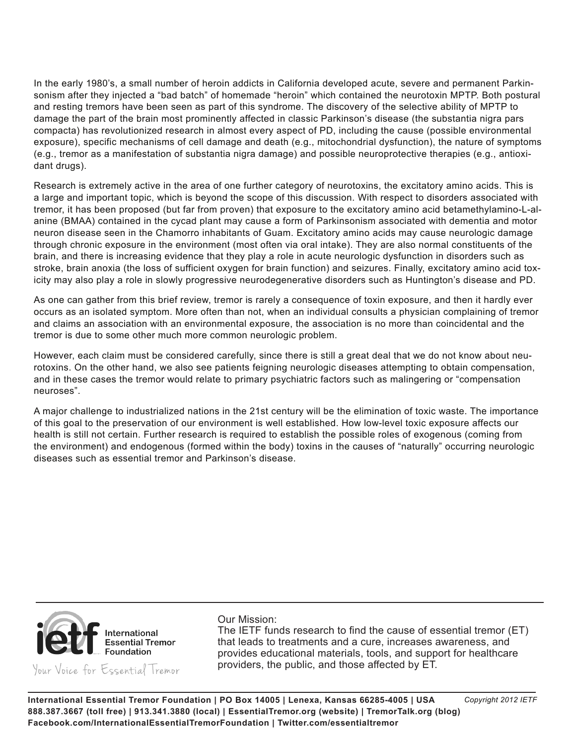In the early 1980's, a small number of heroin addicts in California developed acute, severe and permanent Parkinsonism after they injected a "bad batch" of homemade "heroin" which contained the neurotoxin MPTP. Both postural and resting tremors have been seen as part of this syndrome. The discovery of the selective ability of MPTP to damage the part of the brain most prominently affected in classic Parkinson's disease (the substantia nigra pars compacta) has revolutionized research in almost every aspect of PD, including the cause (possible environmental exposure), specific mechanisms of cell damage and death (e.g., mitochondrial dysfunction), the nature of symptoms (e.g., tremor as a manifestation of substantia nigra damage) and possible neuroprotective therapies (e.g., antioxidant drugs).

Research is extremely active in the area of one further category of neurotoxins, the excitatory amino acids. This is a large and important topic, which is beyond the scope of this discussion. With respect to disorders associated with tremor, it has been proposed (but far from proven) that exposure to the excitatory amino acid betamethylamino-L-alanine (BMAA) contained in the cycad plant may cause a form of Parkinsonism associated with dementia and motor neuron disease seen in the Chamorro inhabitants of Guam. Excitatory amino acids may cause neurologic damage through chronic exposure in the environment (most often via oral intake). They are also normal constituents of the brain, and there is increasing evidence that they play a role in acute neurologic dysfunction in disorders such as stroke, brain anoxia (the loss of sufficient oxygen for brain function) and seizures. Finally, excitatory amino acid toxicity may also play a role in slowly progressive neurodegenerative disorders such as Huntington's disease and PD.

As one can gather from this brief review, tremor is rarely a consequence of toxin exposure, and then it hardly ever occurs as an isolated symptom. More often than not, when an individual consults a physician complaining of tremor and claims an association with an environmental exposure, the association is no more than coincidental and the tremor is due to some other much more common neurologic problem.

However, each claim must be considered carefully, since there is still a great deal that we do not know about neurotoxins. On the other hand, we also see patients feigning neurologic diseases attempting to obtain compensation, and in these cases the tremor would relate to primary psychiatric factors such as malingering or "compensation neuroses".

A major challenge to industrialized nations in the 21st century will be the elimination of toxic waste. The importance of this goal to the preservation of our environment is well established. How low-level toxic exposure affects our health is still not certain. Further research is required to establish the possible roles of exogenous (coming from the environment) and endogenous (formed within the body) toxins in the causes of "naturally" occurring neurologic diseases such as essential tremor and Parkinson's disease.

---

**ietf** International Essential Tremor Foundation

Your Voice for Essential Tremor

Our Mission:
The IETF funds research to find the cause of essential tremor (ET) that leads to treatments and a cure, increases awareness, and provides educational materials, tools, and support for healthcare providers, the public, and those affected by ET.

**International Essential Tremor Foundation | PO Box 14005 | Lenexa, Kansas 66285-4005 | USA**
**888.387.3667 (toll free) | 913.341.3880 (local) | EssentialTremor.org (website) | TremorTalk.org (blog)**
**Facebook.com/InternationalEssentialTremorFoundation | Twitter.com/essentialtremor**

*Copyright 2012 IETF*